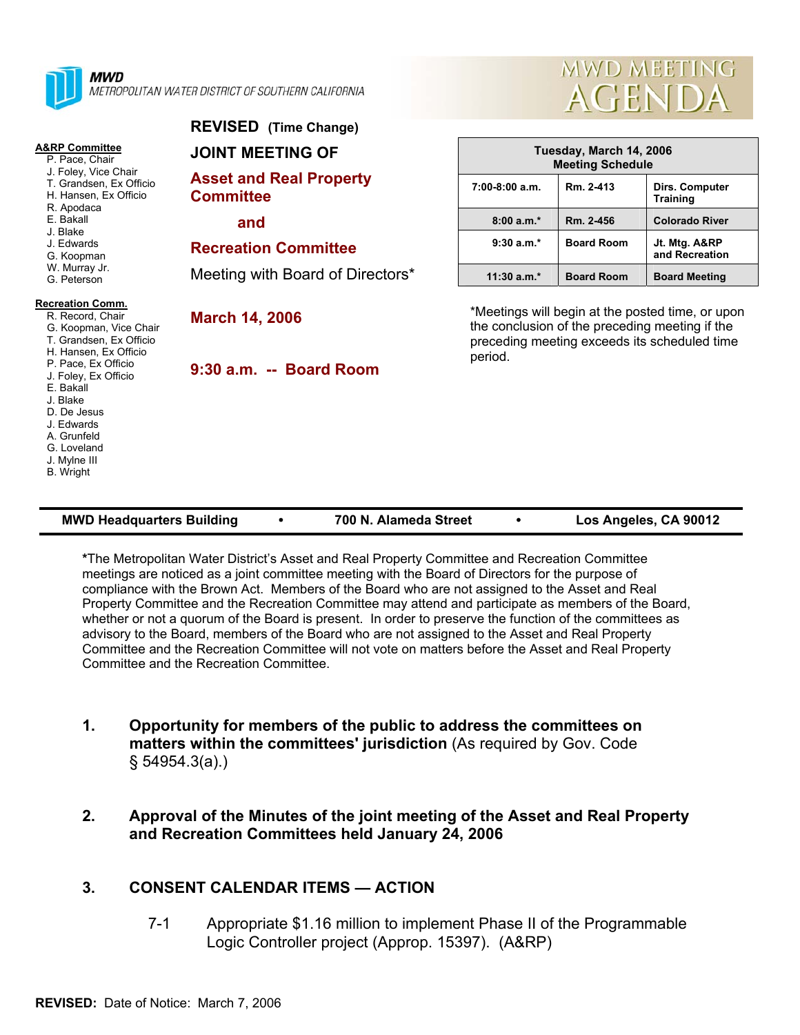MWD
METROPOLITAN WATER DISTRICT OF SOUTHERN CALIFORNIA

# MWD MEETING AGENDA

**A&RP Committee**
- P. Pace, Chair
- J. Foley, Vice Chair
- T. Grandsen, Ex Officio
- H. Hansen, Ex Officio
- R. Apodaca
- E. Bakall
- J. Blake
- J. Edwards
- G. Koopman
- W. Murray Jr.
- G. Peterson

**Recreation Comm.**
- R. Record, Chair
- G. Koopman, Vice Chair
- T. Grandsen, Ex Officio
- H. Hansen, Ex Officio
- P. Pace, Ex Officio
- J. Foley, Ex Officio
- E. Bakall
- J. Blake
- D. De Jesus
- J. Edwards
- A. Grunfeld
- G. Loveland
- J. Mylne III
- B. Wright

**REVISED** (Time Change)

## JOINT MEETING OF

## Asset and Real Property Committee

## and

## Recreation Committee

Meeting with Board of Directors*

**March 14, 2006**

**9:30 a.m. -- Board Room**

| Tuesday, March 14, 2006 Meeting Schedule | | |
|---|---|---|
| 7:00-8:00 a.m. | Rm. 2-413 | Dirs. Computer Training |
| 8:00 a.m.* | Rm. 2-456 | Colorado River |
| 9:30 a.m.* | Board Room | Jt. Mtg. A&RP and Recreation |
| 11:30 a.m.* | Board Room | Board Meeting |

*Meetings will begin at the posted time, or upon the conclusion of the preceding meeting if the preceding meeting exceeds its scheduled time period.

**MWD Headquarters Building • 700 N. Alameda Street • Los Angeles, CA 90012**

***The Metropolitan Water District's Asset and Real Property Committee and Recreation Committee meetings are noticed as a joint committee meeting with the Board of Directors for the purpose of compliance with the Brown Act. Members of the Board who are not assigned to the Asset and Real Property Committee and the Recreation Committee may attend and participate as members of the Board, whether or not a quorum of the Board is present. In order to preserve the function of the committees as advisory to the Board, members of the Board who are not assigned to the Asset and Real Property Committee and the Recreation Committee will not vote on matters before the Asset and Real Property Committee and the Recreation Committee.

1. **Opportunity for members of the public to address the committees on matters within the committees' jurisdiction** (As required by Gov. Code § 54954.3(a).)

2. **Approval of the Minutes of the joint meeting of the Asset and Real Property and Recreation Committees held January 24, 2006**

3. **CONSENT CALENDAR ITEMS — ACTION**

   7-1 Appropriate $1.16 million to implement Phase II of the Programmable Logic Controller project (Approp. 15397). (A&RP)

**REVISED:** Date of Notice: March 7, 2006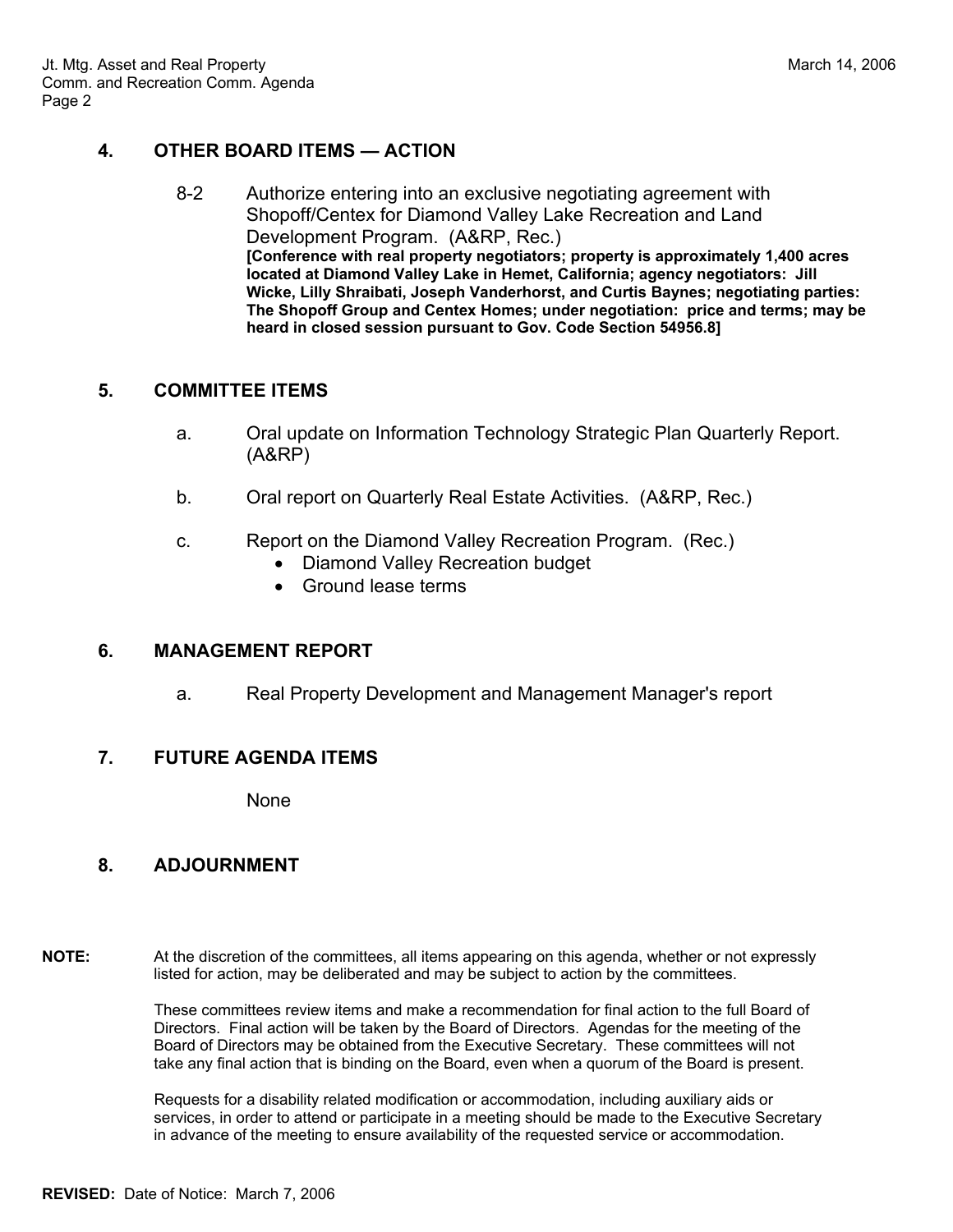## 4. OTHER BOARD ITEMS — ACTION

8-2 Authorize entering into an exclusive negotiating agreement with Shopoff/Centex for Diamond Valley Lake Recreation and Land Development Program. (A&RP, Rec.)
**[Conference with real property negotiators; property is approximately 1,400 acres located at Diamond Valley Lake in Hemet, California; agency negotiators: Jill Wicke, Lilly Shraibati, Joseph Vanderhorst, and Curtis Baynes; negotiating parties: The Shopoff Group and Centex Homes; under negotiation: price and terms; may be heard in closed session pursuant to Gov. Code Section 54956.8]**

## 5. COMMITTEE ITEMS

a. Oral update on Information Technology Strategic Plan Quarterly Report. (A&RP)

b. Oral report on Quarterly Real Estate Activities. (A&RP, Rec.)

c. Report on the Diamond Valley Recreation Program. (Rec.)
- Diamond Valley Recreation budget
- Ground lease terms

## 6. MANAGEMENT REPORT

a. Real Property Development and Management Manager's report

## 7. FUTURE AGENDA ITEMS

None

## 8. ADJOURNMENT

**NOTE:** At the discretion of the committees, all items appearing on this agenda, whether or not expressly listed for action, may be deliberated and may be subject to action by the committees.

These committees review items and make a recommendation for final action to the full Board of Directors. Final action will be taken by the Board of Directors. Agendas for the meeting of the Board of Directors may be obtained from the Executive Secretary. These committees will not take any final action that is binding on the Board, even when a quorum of the Board is present.

Requests for a disability related modification or accommodation, including auxiliary aids or services, in order to attend or participate in a meeting should be made to the Executive Secretary in advance of the meeting to ensure availability of the requested service or accommodation.

**REVISED:** Date of Notice: March 7, 2006